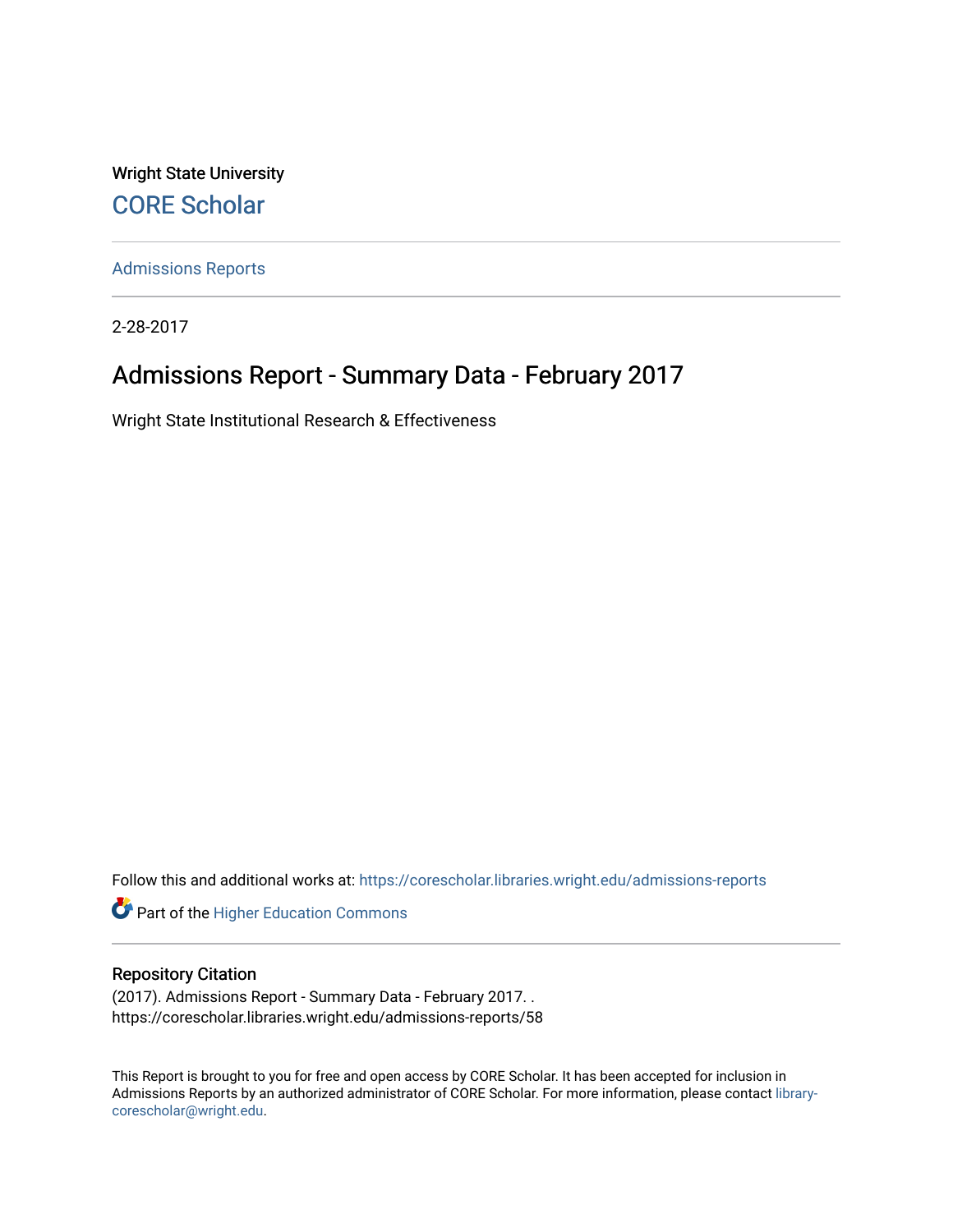Wright State University

CORE Scholar

Admissions Reports

2-28-2017

# Admissions Report - Summary Data - February 2017

Wright State Institutional Research & Effectiveness

Follow this and additional works at: https://corescholar.libraries.wright.edu/admissions-reports

Part of the Higher Education Commons

## Repository Citation

(2017). Admissions Report - Summary Data - February 2017. .
https://corescholar.libraries.wright.edu/admissions-reports/58

This Report is brought to you for free and open access by CORE Scholar. It has been accepted for inclusion in Admissions Reports by an authorized administrator of CORE Scholar. For more information, please contact library-corescholar@wright.edu.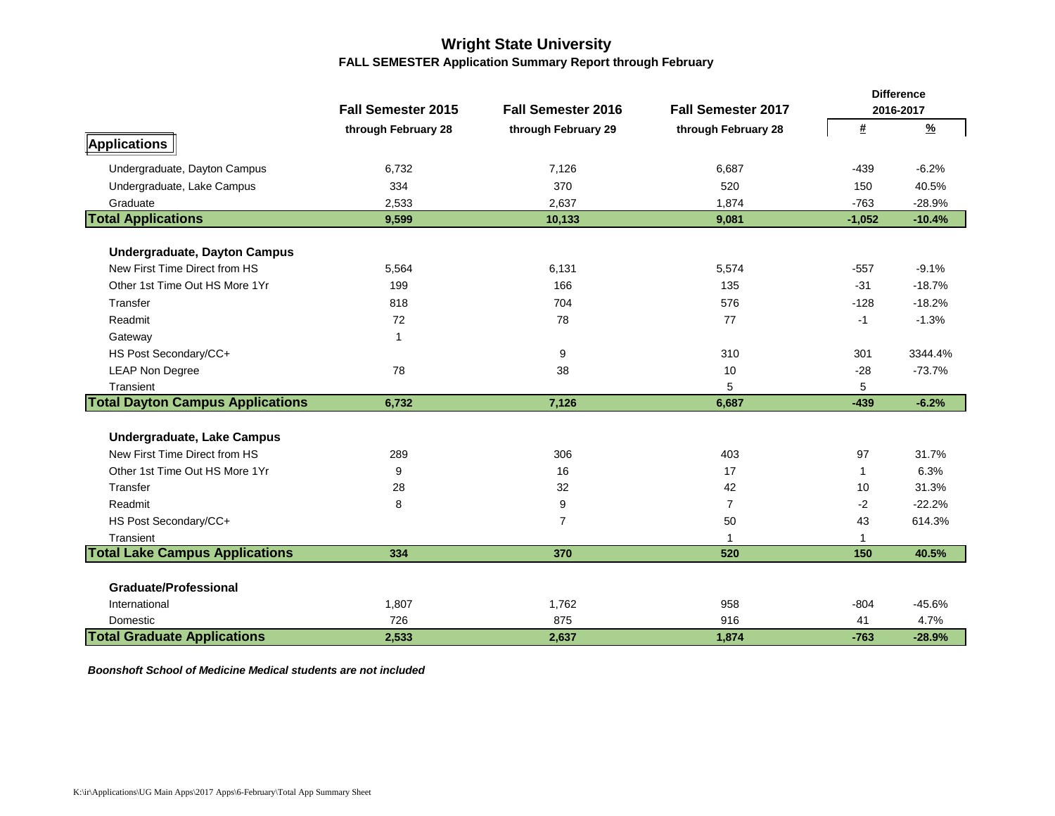# Wright State University

## FALL SEMESTER Application Summary Report through February

| | Fall Semester 2015 | Fall Semester 2016 | Fall Semester 2017 | Difference 2016-2017 | |
|---|---|---|---|---|---|
| | through February 28 | through February 29 | through February 28 | # | % |
| **Applications** | | | | | |
| Undergraduate, Dayton Campus | 6,732 | 7,126 | 6,687 | -439 | -6.2% |
| Undergraduate, Lake Campus | 334 | 370 | 520 | 150 | 40.5% |
| Graduate | 2,533 | 2,637 | 1,874 | -763 | -28.9% |
| **Total Applications** | **9,599** | **10,133** | **9,081** | **-1,052** | **-10.4%** |
| **Undergraduate, Dayton Campus** | | | | | |
| New First Time Direct from HS | 5,564 | 6,131 | 5,574 | -557 | -9.1% |
| Other 1st Time Out HS More 1Yr | 199 | 166 | 135 | -31 | -18.7% |
| Transfer | 818 | 704 | 576 | -128 | -18.2% |
| Readmit | 72 | 78 | 77 | -1 | -1.3% |
| Gateway | 1 | | | | |
| HS Post Secondary/CC+ | | 9 | 310 | 301 | 3344.4% |
| LEAP Non Degree | 78 | 38 | 10 | -28 | -73.7% |
| Transient | | | 5 | 5 | |
| **Total Dayton Campus Applications** | **6,732** | **7,126** | **6,687** | **-439** | **-6.2%** |
| **Undergraduate, Lake Campus** | | | | | |
| New First Time Direct from HS | 289 | 306 | 403 | 97 | 31.7% |
| Other 1st Time Out HS More 1Yr | 9 | 16 | 17 | 1 | 6.3% |
| Transfer | 28 | 32 | 42 | 10 | 31.3% |
| Readmit | 8 | 9 | 7 | -2 | -22.2% |
| HS Post Secondary/CC+ | | 7 | 50 | 43 | 614.3% |
| Transient | | | 1 | 1 | |
| **Total Lake Campus Applications** | **334** | **370** | **520** | **150** | **40.5%** |
| **Graduate/Professional** | | | | | |
| International | 1,807 | 1,762 | 958 | -804 | -45.6% |
| Domestic | 726 | 875 | 916 | 41 | 4.7% |
| **Total Graduate Applications** | **2,533** | **2,637** | **1,874** | **-763** | **-28.9%** |

***Boonshoft School of Medicine Medical students are not included***

K:\ir\Applications\UG Main Apps\2017 Apps\6-February\Total App Summary Sheet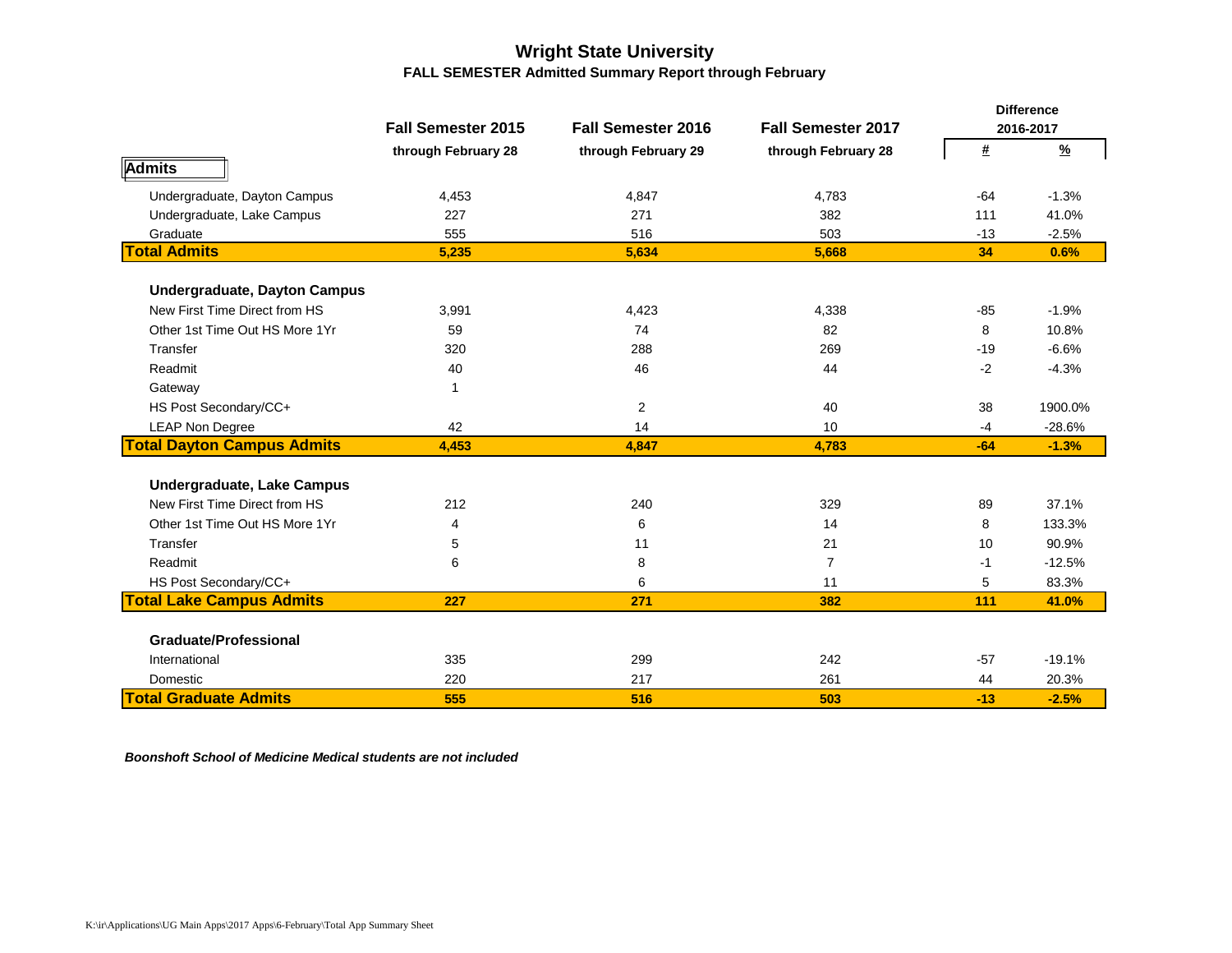# Wright State University

## FALL SEMESTER Admitted Summary Report through February

| | Fall Semester 2015 | Fall Semester 2016 | Fall Semester 2017 | Difference 2016-2017 | |
|---|---|---|---|---|---|
| | through February 28 | through February 29 | through February 28 | # | % |
| **Admits** | | | | | |
| Undergraduate, Dayton Campus | 4,453 | 4,847 | 4,783 | -64 | -1.3% |
| Undergraduate, Lake Campus | 227 | 271 | 382 | 111 | 41.0% |
| Graduate | 555 | 516 | 503 | -13 | -2.5% |
| **Total Admits** | **5,235** | **5,634** | **5,668** | **34** | **0.6%** |
| **Undergraduate, Dayton Campus** | | | | | |
| New First Time Direct from HS | 3,991 | 4,423 | 4,338 | -85 | -1.9% |
| Other 1st Time Out HS More 1Yr | 59 | 74 | 82 | 8 | 10.8% |
| Transfer | 320 | 288 | 269 | -19 | -6.6% |
| Readmit | 40 | 46 | 44 | -2 | -4.3% |
| Gateway | 1 | | | | |
| HS Post Secondary/CC+ | | 2 | 40 | 38 | 1900.0% |
| LEAP Non Degree | 42 | 14 | 10 | -4 | -28.6% |
| **Total Dayton Campus Admits** | **4,453** | **4,847** | **4,783** | **-64** | **-1.3%** |
| **Undergraduate, Lake Campus** | | | | | |
| New First Time Direct from HS | 212 | 240 | 329 | 89 | 37.1% |
| Other 1st Time Out HS More 1Yr | 4 | 6 | 14 | 8 | 133.3% |
| Transfer | 5 | 11 | 21 | 10 | 90.9% |
| Readmit | 6 | 8 | 7 | -1 | -12.5% |
| HS Post Secondary/CC+ | | 6 | 11 | 5 | 83.3% |
| **Total Lake Campus Admits** | **227** | **271** | **382** | **111** | **41.0%** |
| **Graduate/Professional** | | | | | |
| International | 335 | 299 | 242 | -57 | -19.1% |
| Domestic | 220 | 217 | 261 | 44 | 20.3% |
| **Total Graduate Admits** | **555** | **516** | **503** | **-13** | **-2.5%** |

***Boonshoft School of Medicine Medical students are not included***

K:\ir\Applications\UG Main Apps\2017 Apps\6-February\Total App Summary Sheet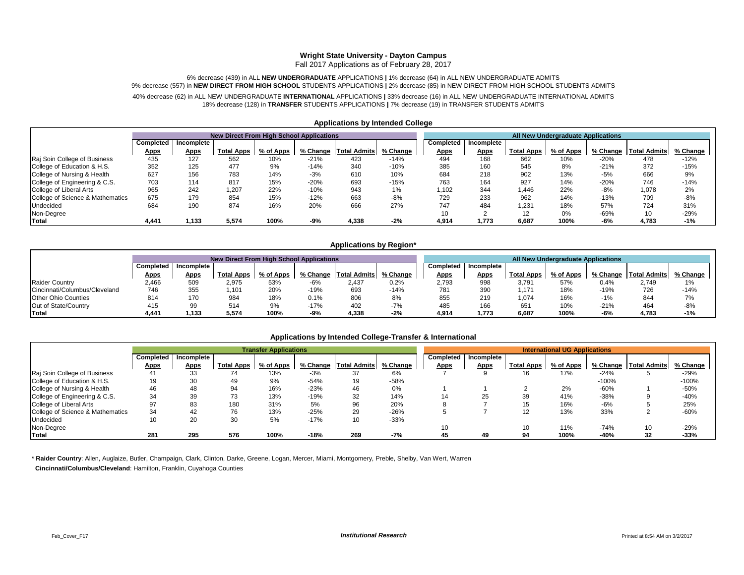# Wright State University - Dayton Campus

Fall 2017 Applications as of February 28, 2017

6% decrease (439) in ALL **NEW UNDERGRADUATE** APPLICATIONS **|** 1% decrease (64) in ALL NEW UNDERGRADUATE ADMITS
9% decrease (557) in **NEW DIRECT FROM HIGH SCHOOL** STUDENTS APPLICATIONS **|** 2% decrease (85) in NEW DIRECT FROM HIGH SCHOOL STUDENTS ADMITS

40% decrease (62) in ALL NEW UNDERGRADUATE **INTERNATIONAL** APPLICATIONS **|** 33% decrease (16) in ALL NEW UNDERGRADUATE INTERNATIONAL ADMITS
18% decrease (128) in **TRANSFER** STUDENTS APPLICATIONS **|** 7% decrease (19) in TRANSFER STUDENTS ADMITS

## Applications by Intended College

| | New Direct From High School Applications | | | | | | | All New Undergraduate Applications | | | | | | |
|---|---|---|---|---|---|---|---|---|---|---|---|---|---|---|
| | Completed Apps | Incomplete Apps | Total Apps | % of Apps | % Change | Total Admits | % Change | Completed Apps | Incomplete Apps | Total Apps | % of Apps | % Change | Total Admits | % Change |
| Raj Soin College of Business | 435 | 127 | 562 | 10% | -21% | 423 | -14% | 494 | 168 | 662 | 10% | -20% | 478 | -12% |
| College of Education & H.S. | 352 | 125 | 477 | 9% | -14% | 340 | -10% | 385 | 160 | 545 | 8% | -21% | 372 | -15% |
| College of Nursing & Health | 627 | 156 | 783 | 14% | -3% | 610 | 10% | 684 | 218 | 902 | 13% | -5% | 666 | 9% |
| College of Engineering & C.S. | 703 | 114 | 817 | 15% | -20% | 693 | -15% | 763 | 164 | 927 | 14% | -20% | 746 | -14% |
| College of Liberal Arts | 965 | 242 | 1,207 | 22% | -10% | 943 | 1% | 1,102 | 344 | 1,446 | 22% | -8% | 1,078 | 2% |
| College of Science & Mathematics | 675 | 179 | 854 | 15% | -12% | 663 | -8% | 729 | 233 | 962 | 14% | -13% | 709 | -8% |
| Undecided | 684 | 190 | 874 | 16% | 20% | 666 | 27% | 747 | 484 | 1,231 | 18% | 57% | 724 | 31% |
| Non-Degree | | | | | | | | 10 | 2 | 12 | 0% | -69% | 10 | -29% |
| **Total** | **4,441** | **1,133** | **5,574** | **100%** | **-9%** | **4,338** | **-2%** | **4,914** | **1,773** | **6,687** | **100%** | **-6%** | **4,783** | **-1%** |

## Applications by Region*

| | New Direct From High School Applications | | | | | | | All New Undergraduate Applications | | | | | | |
|---|---|---|---|---|---|---|---|---|---|---|---|---|---|---|
| | Completed Apps | Incomplete Apps | Total Apps | % of Apps | % Change | Total Admits | % Change | Completed Apps | Incomplete Apps | Total Apps | % of Apps | % Change | Total Admits | % Change |
| Raider Country | 2,466 | 509 | 2,975 | 53% | -6% | 2,437 | 0.2% | 2,793 | 998 | 3,791 | 57% | 0.4% | 2,749 | 1% |
| Cincinnati/Columbus/Cleveland | 746 | 355 | 1,101 | 20% | -19% | 693 | -14% | 781 | 390 | 1,171 | 18% | -19% | 726 | -14% |
| Other Ohio Counties | 814 | 170 | 984 | 18% | 0.1% | 806 | 8% | 855 | 219 | 1,074 | 16% | -1% | 844 | 7% |
| Out of State/Country | 415 | 99 | 514 | 9% | -17% | 402 | -7% | 485 | 166 | 651 | 10% | -21% | 464 | -8% |
| **Total** | **4,441** | **1,133** | **5,574** | **100%** | **-9%** | **4,338** | **-2%** | **4,914** | **1,773** | **6,687** | **100%** | **-6%** | **4,783** | **-1%** |

## Applications by Intended College-Transfer & International

| | Transfer Applications | | | | | | | International UG Applications | | | | | | |
|---|---|---|---|---|---|---|---|---|---|---|---|---|---|---|
| | Completed Apps | Incomplete Apps | Total Apps | % of Apps | % Change | Total Admits | % Change | Completed Apps | Incomplete Apps | Total Apps | % of Apps | % Change | Total Admits | % Change |
| Raj Soin College of Business | 41 | 33 | 74 | 13% | -3% | 37 | 6% | 7 | 9 | 16 | 17% | -24% | 5 | -29% |
| College of Education & H.S. | 19 | 30 | 49 | 9% | -54% | 19 | -58% | | | | | -100% | | -100% |
| College of Nursing & Health | 46 | 48 | 94 | 16% | -23% | 46 | 0% | 1 | 1 | 2 | 2% | -60% | 1 | -50% |
| College of Engineering & C.S. | 34 | 39 | 73 | 13% | -19% | 32 | 14% | 14 | 25 | 39 | 41% | -38% | 9 | -40% |
| College of Liberal Arts | 97 | 83 | 180 | 31% | 5% | 96 | 20% | 8 | 7 | 15 | 16% | -6% | 5 | 25% |
| College of Science & Mathematics | 34 | 42 | 76 | 13% | -25% | 29 | -26% | 5 | 7 | 12 | 13% | 33% | 2 | -60% |
| Undecided | 10 | 20 | 30 | 5% | -17% | 10 | -33% | | | | | | | |
| Non-Degree | | | | | | | | 10 | | 10 | 11% | -74% | 10 | -29% |
| **Total** | **281** | **295** | **576** | **100%** | **-18%** | **269** | **-7%** | **45** | **49** | **94** | **100%** | **-40%** | **32** | **-33%** |

\* **Raider Country**: Allen, Auglaize, Butler, Champaign, Clark, Clinton, Darke, Greene, Logan, Mercer, Miami, Montgomery, Preble, Shelby, Van Wert, Warren

**Cincinnati/Columbus/Cleveland**: Hamilton, Franklin, Cuyahoga Counties

Feb_Cover_F17 *Institutional Research* Printed at 8:54 AM on 3/2/2017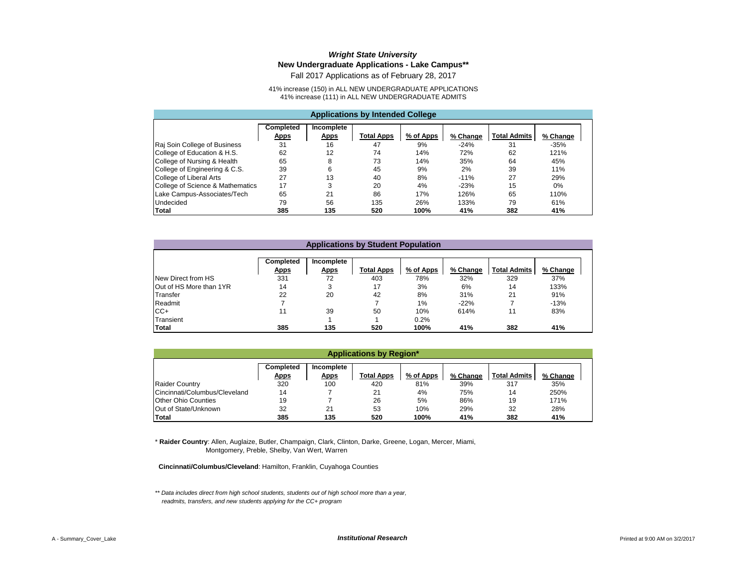# *Wright State University*

## New Undergraduate Applications - Lake Campus**

Fall 2017 Applications as of February 28, 2017

41% increase (150) in ALL NEW UNDERGRADUATE APPLICATIONS
41% increase (111) in ALL NEW UNDERGRADUATE ADMITS

### Applications by Intended College

| | Completed Apps | Incomplete Apps | Total Apps | % of Apps | % Change | Total Admits | % Change |
|---|---|---|---|---|---|---|---|
| Raj Soin College of Business | 31 | 16 | 47 | 9% | -24% | 31 | -35% |
| College of Education & H.S. | 62 | 12 | 74 | 14% | 72% | 62 | 121% |
| College of Nursing & Health | 65 | 8 | 73 | 14% | 35% | 64 | 45% |
| College of Engineering & C.S. | 39 | 6 | 45 | 9% | 2% | 39 | 11% |
| College of Liberal Arts | 27 | 13 | 40 | 8% | -11% | 27 | 29% |
| College of Science & Mathematics | 17 | 3 | 20 | 4% | -23% | 15 | 0% |
| Lake Campus-Associates/Tech | 65 | 21 | 86 | 17% | 126% | 65 | 110% |
| Undecided | 79 | 56 | 135 | 26% | 133% | 79 | 61% |
| **Total** | **385** | **135** | **520** | **100%** | **41%** | **382** | **41%** |

### Applications by Student Population

| | Completed Apps | Incomplete Apps | Total Apps | % of Apps | % Change | Total Admits | % Change |
|---|---|---|---|---|---|---|---|
| New Direct from HS | 331 | 72 | 403 | 78% | 32% | 329 | 37% |
| Out of HS More than 1YR | 14 | 3 | 17 | 3% | 6% | 14 | 133% |
| Transfer | 22 | 20 | 42 | 8% | 31% | 21 | 91% |
| Readmit | 7 | | 7 | 1% | -22% | 7 | -13% |
| CC+ | 11 | 39 | 50 | 10% | 614% | 11 | 83% |
| Transient | | 1 | 1 | 0.2% | | | |
| **Total** | **385** | **135** | **520** | **100%** | **41%** | **382** | **41%** |

### Applications by Region*

| | Completed Apps | Incomplete Apps | Total Apps | % of Apps | % Change | Total Admits | % Change |
|---|---|---|---|---|---|---|---|
| Raider Country | 320 | 100 | 420 | 81% | 39% | 317 | 35% |
| Cincinnati/Columbus/Cleveland | 14 | 7 | 21 | 4% | 75% | 14 | 250% |
| Other Ohio Counties | 19 | 7 | 26 | 5% | 86% | 19 | 171% |
| Out of State/Unknown | 32 | 21 | 53 | 10% | 29% | 32 | 28% |
| **Total** | **385** | **135** | **520** | **100%** | **41%** | **382** | **41%** |

\* **Raider Country**: Allen, Auglaize, Butler, Champaign, Clark, Clinton, Darke, Greene, Logan, Mercer, Miami, Montgomery, Preble, Shelby, Van Wert, Warren

**Cincinnati/Columbus/Cleveland**: Hamilton, Franklin, Cuyahoga Counties

*** Data includes direct from high school students, students out of high school more than a year, readmits, transfers, and new students applying for the CC+ program*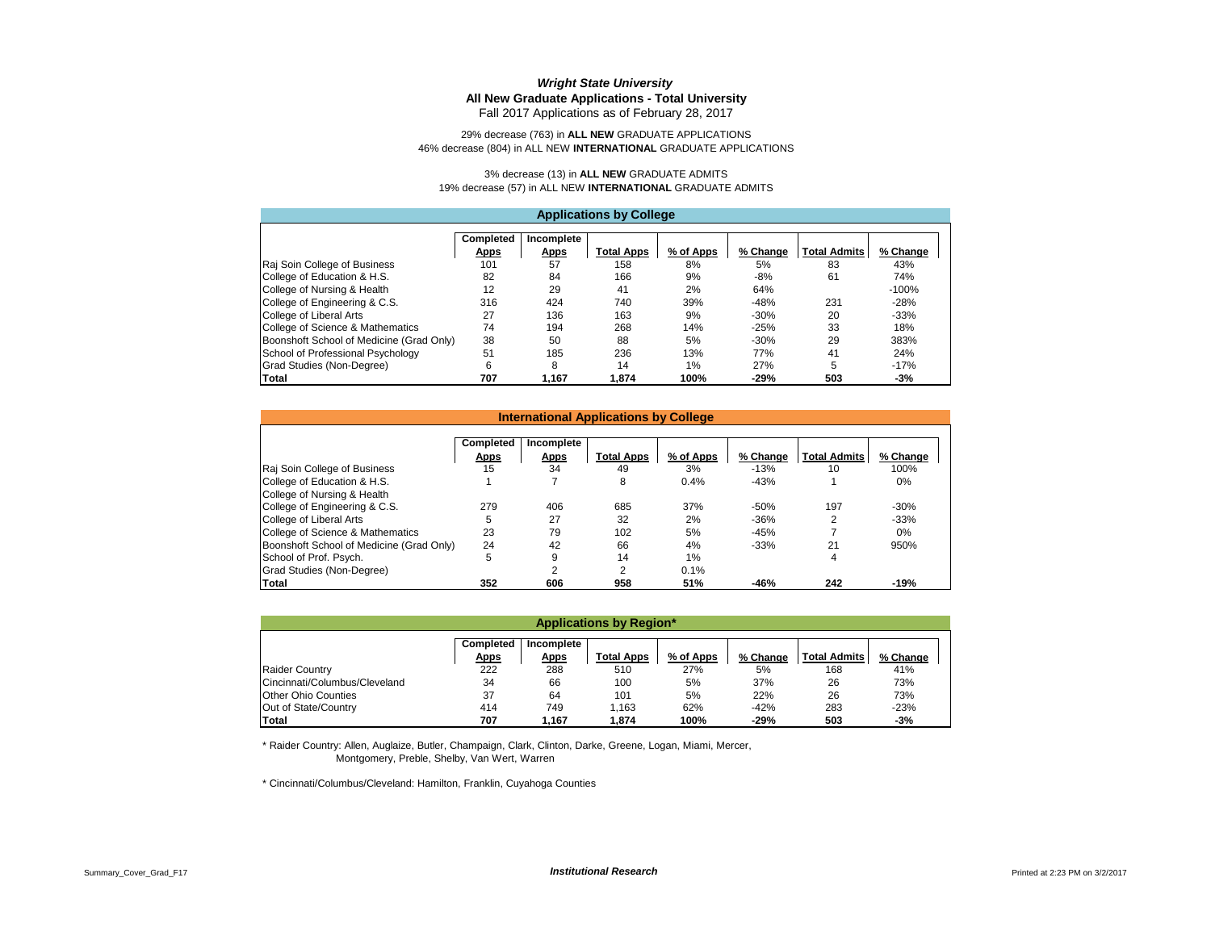*Wright State University*

**All New Graduate Applications - Total University**

Fall 2017 Applications as of February 28, 2017

29% decrease (763) in **ALL NEW** GRADUATE APPLICATIONS
46% decrease (804) in ALL NEW **INTERNATIONAL** GRADUATE APPLICATIONS

3% decrease (13) in **ALL NEW** GRADUATE ADMITS
19% decrease (57) in ALL NEW **INTERNATIONAL** GRADUATE ADMITS

**Applications by College**

| | Completed Apps | Incomplete Apps | Total Apps | % of Apps | % Change | Total Admits | % Change |
|---|---|---|---|---|---|---|---|
| Raj Soin College of Business | 101 | 57 | 158 | 8% | 5% | 83 | 43% |
| College of Education & H.S. | 82 | 84 | 166 | 9% | -8% | 61 | 74% |
| College of Nursing & Health | 12 | 29 | 41 | 2% | 64% | | -100% |
| College of Engineering & C.S. | 316 | 424 | 740 | 39% | -48% | 231 | -28% |
| College of Liberal Arts | 27 | 136 | 163 | 9% | -30% | 20 | -33% |
| College of Science & Mathematics | 74 | 194 | 268 | 14% | -25% | 33 | 18% |
| Boonshoft School of Medicine (Grad Only) | 38 | 50 | 88 | 5% | -30% | 29 | 383% |
| School of Professional Psychology | 51 | 185 | 236 | 13% | 77% | 41 | 24% |
| Grad Studies (Non-Degree) | 6 | 8 | 14 | 1% | 27% | 5 | -17% |
| **Total** | **707** | **1,167** | **1,874** | **100%** | **-29%** | **503** | **-3%** |

**International Applications by College**

| | Completed Apps | Incomplete Apps | Total Apps | % of Apps | % Change | Total Admits | % Change |
|---|---|---|---|---|---|---|---|
| Raj Soin College of Business | 15 | 34 | 49 | 3% | -13% | 10 | 100% |
| College of Education & H.S. | 1 | 7 | 8 | 0.4% | -43% | 1 | 0% |
| College of Nursing & Health | | | | | | | |
| College of Engineering & C.S. | 279 | 406 | 685 | 37% | -50% | 197 | -30% |
| College of Liberal Arts | 5 | 27 | 32 | 2% | -36% | 2 | -33% |
| College of Science & Mathematics | 23 | 79 | 102 | 5% | -45% | 7 | 0% |
| Boonshoft School of Medicine (Grad Only) | 24 | 42 | 66 | 4% | -33% | 21 | 950% |
| School of Prof. Psych. | 5 | 9 | 14 | 1% | | 4 | |
| Grad Studies (Non-Degree) | | 2 | 2 | 0.1% | | | |
| **Total** | **352** | **606** | **958** | **51%** | **-46%** | **242** | **-19%** |

**Applications by Region***

| | Completed Apps | Incomplete Apps | Total Apps | % of Apps | % Change | Total Admits | % Change |
|---|---|---|---|---|---|---|---|
| Raider Country | 222 | 288 | 510 | 27% | 5% | 168 | 41% |
| Cincinnati/Columbus/Cleveland | 34 | 66 | 100 | 5% | 37% | 26 | 73% |
| Other Ohio Counties | 37 | 64 | 101 | 5% | 22% | 26 | 73% |
| Out of State/Country | 414 | 749 | 1,163 | 62% | -42% | 283 | -23% |
| **Total** | **707** | **1,167** | **1,874** | **100%** | **-29%** | **503** | **-3%** |

* Raider Country: Allen, Auglaize, Butler, Champaign, Clark, Clinton, Darke, Greene, Logan, Miami, Mercer, Montgomery, Preble, Shelby, Van Wert, Warren

* Cincinnati/Columbus/Cleveland: Hamilton, Franklin, Cuyahoga Counties

Summary_Cover_Grad_F17 *Institutional Research* Printed at 2:23 PM on 3/2/2017